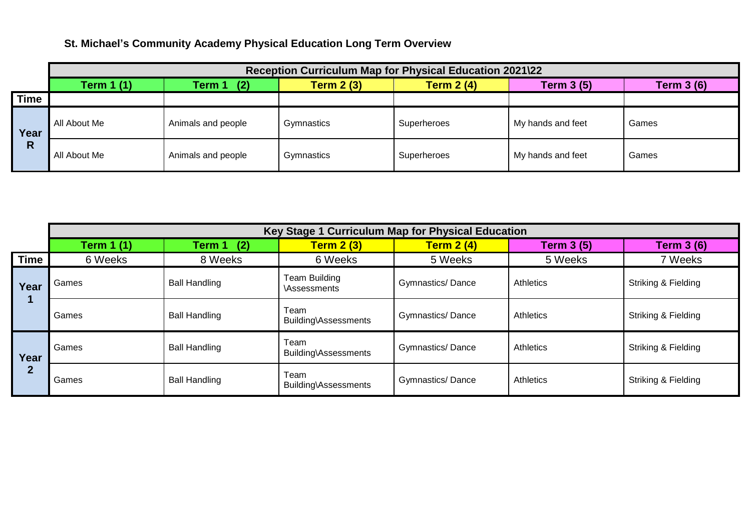# St. Michael's Community Academy Physical Education Long Term Overview

| | Reception Curriculum Map for Physical Education 2021\22 | | | | | |
|---|---|---|---|---|---|---|
| | Term 1 (1) | Term 1 (2) | Term 2 (3) | Term 2 (4) | Term 3 (5) | Term 3 (6) |
| Time | | | | | | |
| Year R | All About Me | Animals and people | Gymnastics | Superheroes | My hands and feet | Games |
| | All About Me | Animals and people | Gymnastics | Superheroes | My hands and feet | Games |

| | Key Stage 1 Curriculum Map for Physical Education | | | | | |
|---|---|---|---|---|---|---|
| | Term 1 (1) | Term 1 (2) | Term 2 (3) | Term 2 (4) | Term 3 (5) | Term 3 (6) |
| Time | 6 Weeks | 8 Weeks | 6 Weeks | 5 Weeks | 5 Weeks | 7 Weeks |
| Year 1 | Games | Ball Handling | Team Building \Assessments | Gymnastics/ Dance | Athletics | Striking & Fielding |
| | Games | Ball Handling | Team Building\Assessments | Gymnastics/ Dance | Athletics | Striking & Fielding |
| Year 2 | Games | Ball Handling | Team Building\Assessments | Gymnastics/ Dance | Athletics | Striking & Fielding |
| | Games | Ball Handling | Team Building\Assessments | Gymnastics/ Dance | Athletics | Striking & Fielding |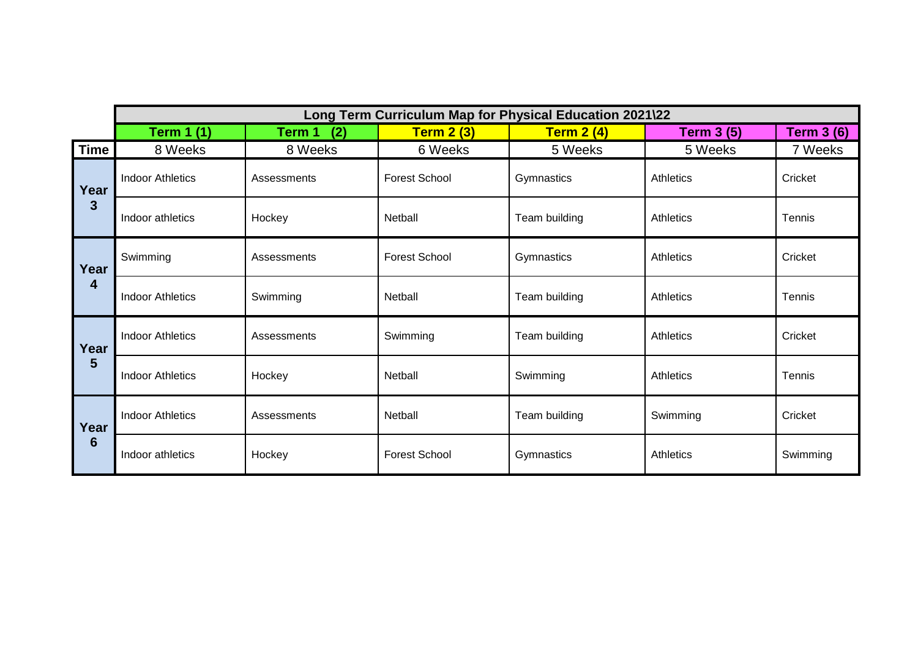| | Long Term Curriculum Map for Physical Education 2021\22 | | | | | |
|---|---|---|---|---|---|---|
| | Term 1 (1) | Term 1 (2) | Term 2 (3) | Term 2 (4) | Term 3 (5) | Term 3 (6) |
| Time | 8 Weeks | 8 Weeks | 6 Weeks | 5 Weeks | 5 Weeks | 7 Weeks |
| Year 3 | Indoor Athletics | Assessments | Forest School | Gymnastics | Athletics | Cricket |
| | Indoor athletics | Hockey | Netball | Team building | Athletics | Tennis |
| Year 4 | Swimming | Assessments | Forest School | Gymnastics | Athletics | Cricket |
| | Indoor Athletics | Swimming | Netball | Team building | Athletics | Tennis |
| Year 5 | Indoor Athletics | Assessments | Swimming | Team building | Athletics | Cricket |
| | Indoor Athletics | Hockey | Netball | Swimming | Athletics | Tennis |
| Year 6 | Indoor Athletics | Assessments | Netball | Team building | Swimming | Cricket |
| | Indoor athletics | Hockey | Forest School | Gymnastics | Athletics | Swimming |